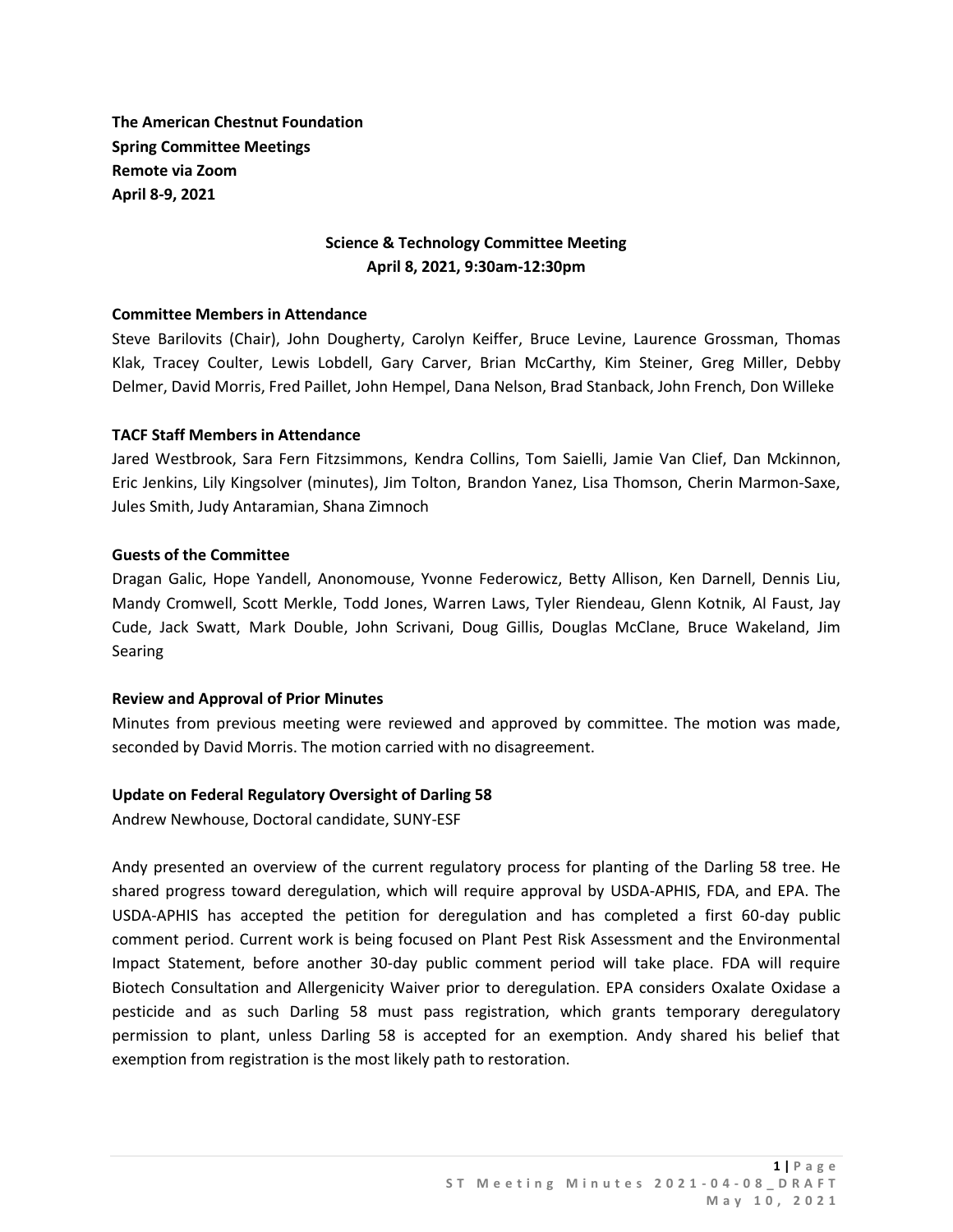**The American Chestnut Foundation**
**Spring Committee Meetings**
**Remote via Zoom**
**April 8-9, 2021**

## Science & Technology Committee Meeting
**April 8, 2021, 9:30am-12:30pm**

### Committee Members in Attendance

Steve Barilovits (Chair), John Dougherty, Carolyn Keiffer, Bruce Levine, Laurence Grossman, Thomas Klak, Tracey Coulter, Lewis Lobdell, Gary Carver, Brian McCarthy, Kim Steiner, Greg Miller, Debby Delmer, David Morris, Fred Paillet, John Hempel, Dana Nelson, Brad Stanback, John French, Don Willeke

### TACF Staff Members in Attendance

Jared Westbrook, Sara Fern Fitzsimmons, Kendra Collins, Tom Saielli, Jamie Van Clief, Dan Mckinnon, Eric Jenkins, Lily Kingsolver (minutes), Jim Tolton, Brandon Yanez, Lisa Thomson, Cherin Marmon-Saxe, Jules Smith, Judy Antaramian, Shana Zimnoch

### Guests of the Committee

Dragan Galic, Hope Yandell, Anonomouse, Yvonne Federowicz, Betty Allison, Ken Darnell, Dennis Liu, Mandy Cromwell, Scott Merkle, Todd Jones, Warren Laws, Tyler Riendeau, Glenn Kotnik, Al Faust, Jay Cude, Jack Swatt, Mark Double, John Scrivani, Doug Gillis, Douglas McClane, Bruce Wakeland, Jim Searing

### Review and Approval of Prior Minutes

Minutes from previous meeting were reviewed and approved by committee. The motion was made, seconded by David Morris. The motion carried with no disagreement.

### Update on Federal Regulatory Oversight of Darling 58

Andrew Newhouse, Doctoral candidate, SUNY-ESF

Andy presented an overview of the current regulatory process for planting of the Darling 58 tree. He shared progress toward deregulation, which will require approval by USDA-APHIS, FDA, and EPA. The USDA-APHIS has accepted the petition for deregulation and has completed a first 60-day public comment period. Current work is being focused on Plant Pest Risk Assessment and the Environmental Impact Statement, before another 30-day public comment period will take place. FDA will require Biotech Consultation and Allergenicity Waiver prior to deregulation. EPA considers Oxalate Oxidase a pesticide and as such Darling 58 must pass registration, which grants temporary deregulatory permission to plant, unless Darling 58 is accepted for an exemption. Andy shared his belief that exemption from registration is the most likely path to restoration.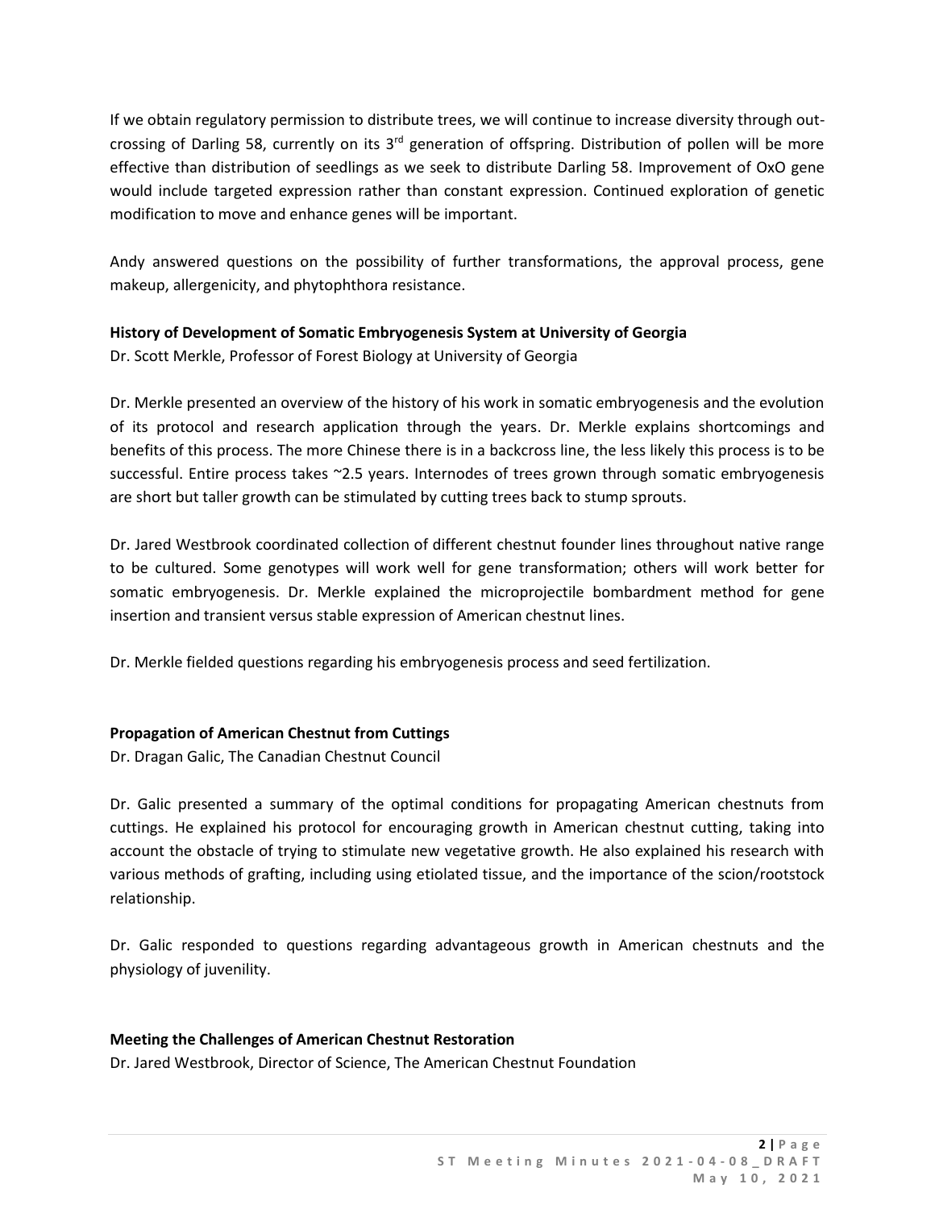If we obtain regulatory permission to distribute trees, we will continue to increase diversity through out-crossing of Darling 58, currently on its 3rd generation of offspring. Distribution of pollen will be more effective than distribution of seedlings as we seek to distribute Darling 58. Improvement of OxO gene would include targeted expression rather than constant expression. Continued exploration of genetic modification to move and enhance genes will be important.

Andy answered questions on the possibility of further transformations, the approval process, gene makeup, allergenicity, and phytophthora resistance.

**History of Development of Somatic Embryogenesis System at University of Georgia**
Dr. Scott Merkle, Professor of Forest Biology at University of Georgia

Dr. Merkle presented an overview of the history of his work in somatic embryogenesis and the evolution of its protocol and research application through the years. Dr. Merkle explains shortcomings and benefits of this process. The more Chinese there is in a backcross line, the less likely this process is to be successful. Entire process takes ~2.5 years. Internodes of trees grown through somatic embryogenesis are short but taller growth can be stimulated by cutting trees back to stump sprouts.

Dr. Jared Westbrook coordinated collection of different chestnut founder lines throughout native range to be cultured. Some genotypes will work well for gene transformation; others will work better for somatic embryogenesis. Dr. Merkle explained the microprojectile bombardment method for gene insertion and transient versus stable expression of American chestnut lines.

Dr. Merkle fielded questions regarding his embryogenesis process and seed fertilization.

**Propagation of American Chestnut from Cuttings**
Dr. Dragan Galic, The Canadian Chestnut Council

Dr. Galic presented a summary of the optimal conditions for propagating American chestnuts from cuttings. He explained his protocol for encouraging growth in American chestnut cutting, taking into account the obstacle of trying to stimulate new vegetative growth. He also explained his research with various methods of grafting, including using etiolated tissue, and the importance of the scion/rootstock relationship.

Dr. Galic responded to questions regarding advantageous growth in American chestnuts and the physiology of juvenility.

**Meeting the Challenges of American Chestnut Restoration**
Dr. Jared Westbrook, Director of Science, The American Chestnut Foundation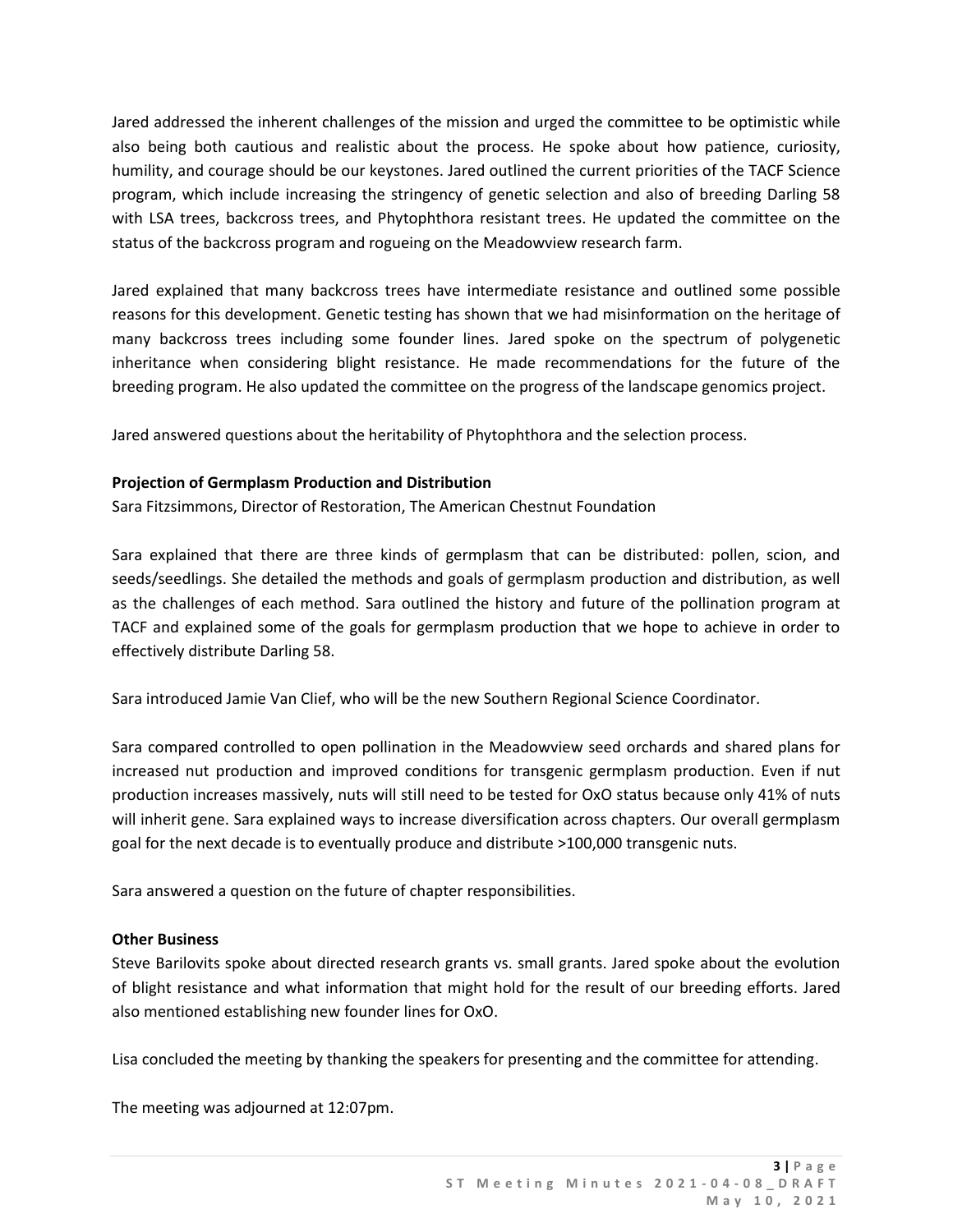Jared addressed the inherent challenges of the mission and urged the committee to be optimistic while also being both cautious and realistic about the process. He spoke about how patience, curiosity, humility, and courage should be our keystones. Jared outlined the current priorities of the TACF Science program, which include increasing the stringency of genetic selection and also of breeding Darling 58 with LSA trees, backcross trees, and Phytophthora resistant trees. He updated the committee on the status of the backcross program and rogueing on the Meadowview research farm.

Jared explained that many backcross trees have intermediate resistance and outlined some possible reasons for this development. Genetic testing has shown that we had misinformation on the heritage of many backcross trees including some founder lines. Jared spoke on the spectrum of polygenetic inheritance when considering blight resistance. He made recommendations for the future of the breeding program. He also updated the committee on the progress of the landscape genomics project.

Jared answered questions about the heritability of Phytophthora and the selection process.

**Projection of Germplasm Production and Distribution**
Sara Fitzsimmons, Director of Restoration, The American Chestnut Foundation

Sara explained that there are three kinds of germplasm that can be distributed: pollen, scion, and seeds/seedlings. She detailed the methods and goals of germplasm production and distribution, as well as the challenges of each method. Sara outlined the history and future of the pollination program at TACF and explained some of the goals for germplasm production that we hope to achieve in order to effectively distribute Darling 58.

Sara introduced Jamie Van Clief, who will be the new Southern Regional Science Coordinator.

Sara compared controlled to open pollination in the Meadowview seed orchards and shared plans for increased nut production and improved conditions for transgenic germplasm production. Even if nut production increases massively, nuts will still need to be tested for OxO status because only 41% of nuts will inherit gene. Sara explained ways to increase diversification across chapters. Our overall germplasm goal for the next decade is to eventually produce and distribute >100,000 transgenic nuts.

Sara answered a question on the future of chapter responsibilities.

**Other Business**
Steve Barilovits spoke about directed research grants vs. small grants. Jared spoke about the evolution of blight resistance and what information that might hold for the result of our breeding efforts. Jared also mentioned establishing new founder lines for OxO.

Lisa concluded the meeting by thanking the speakers for presenting and the committee for attending.

The meeting was adjourned at 12:07pm.